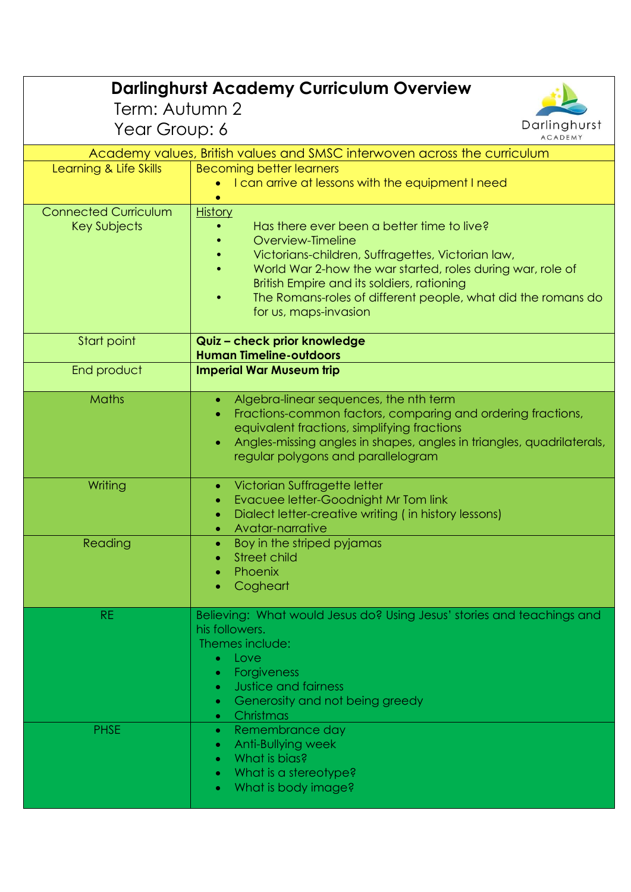# Darlinghurst Academy Curriculum Overview

Term: Autumn 2

Year Group: 6

| Academy values, British values and SMSC interwoven across the curriculum | |
|---|---|
| Learning & Life Skills | Becoming better learners<br>• I can arrive at lessons with the equipment I need<br>• |
| Connected Curriculum Key Subjects | History<br>• Has there ever been a better time to live?<br>• Overview-Timeline<br>• Victorians-children, Suffragettes, Victorian law,<br>• World War 2-how the war started, roles during war, role of British Empire and its soldiers, rationing<br>• The Romans-roles of different people, what did the romans do for us, maps-invasion |
| Start point | **Quiz – check prior knowledge**<br>**Human Timeline-outdoors** |
| End product | **Imperial War Museum trip** |
| Maths | • Algebra-linear sequences, the nth term<br>• Fractions-common factors, comparing and ordering fractions, equivalent fractions, simplifying fractions<br>• Angles-missing angles in shapes, angles in triangles, quadrilaterals, regular polygons and parallelogram |
| Writing | • Victorian Suffragette letter<br>• Evacuee letter-Goodnight Mr Tom link<br>• Dialect letter-creative writing ( in history lessons)<br>• Avatar-narrative |
| Reading | • Boy in the striped pyjamas<br>• Street child<br>• Phoenix<br>• Cogheart |
| RE | Believing: What would Jesus do? Using Jesus' stories and teachings and his followers.<br>Themes include:<br>• Love<br>• Forgiveness<br>• Justice and fairness<br>• Generosity and not being greedy<br>• Christmas |
| PHSE | • Remembrance day<br>• Anti-Bullying week<br>• What is bias?<br>• What is a stereotype?<br>• What is body image? |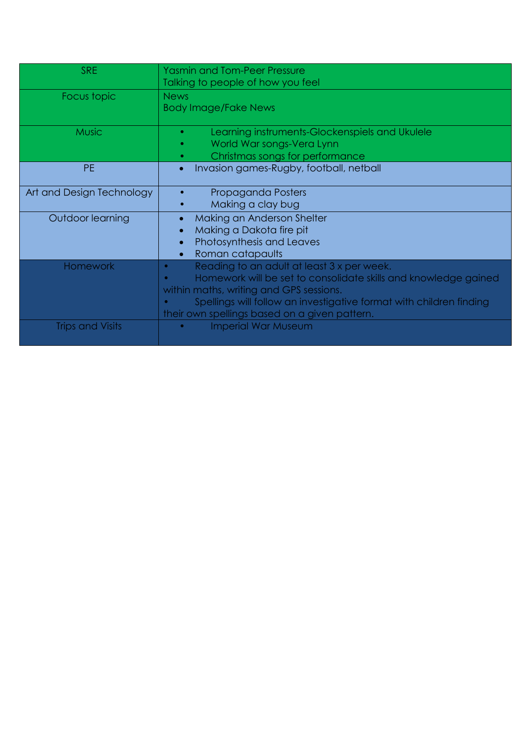| | |
|---|---|
| SRE | Yasmin and Tom-Peer Pressure<br>Talking to people of how you feel |
| Focus topic | News<br>Body Image/Fake News |
| Music | • Learning instruments-Glockenspiels and Ukulele<br>• World War songs-Vera Lynn<br>• Christmas songs for performance |
| PE | • Invasion games-Rugby, football, netball |
| Art and Design Technology | • Propaganda Posters<br>• Making a clay bug |
| Outdoor learning | • Making an Anderson Shelter<br>• Making a Dakota fire pit<br>• Photosynthesis and Leaves<br>• Roman catapaults |
| Homework | • Reading to an adult at least 3 x per week.<br>• Homework will be set to consolidate skills and knowledge gained within maths, writing and GPS sessions.<br>• Spellings will follow an investigative format with children finding their own spellings based on a given pattern. |
| Trips and Visits | • Imperial War Museum |